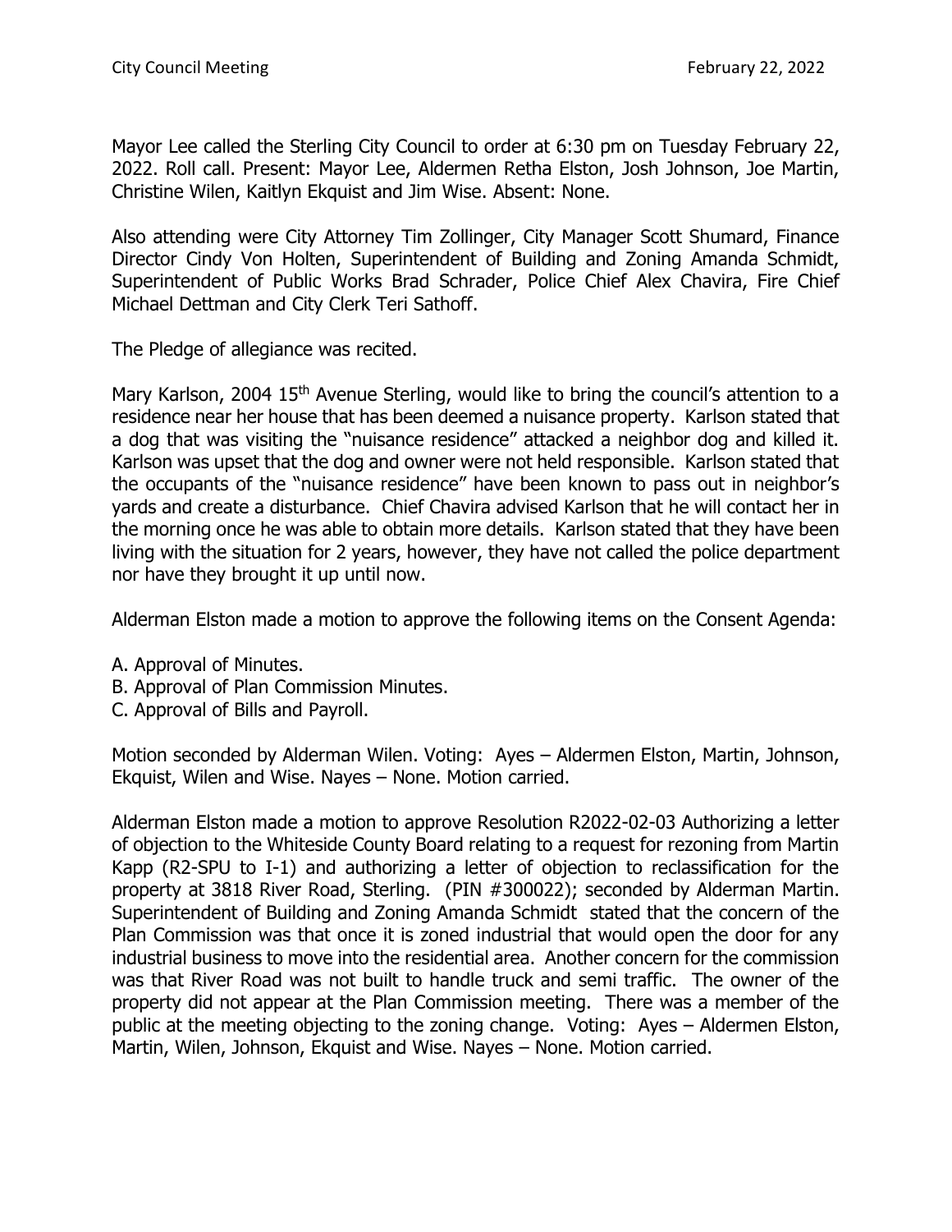Mayor Lee called the Sterling City Council to order at 6:30 pm on Tuesday February 22, 2022. Roll call. Present: Mayor Lee, Aldermen Retha Elston, Josh Johnson, Joe Martin, Christine Wilen, Kaitlyn Ekquist and Jim Wise. Absent: None.

Also attending were City Attorney Tim Zollinger, City Manager Scott Shumard, Finance Director Cindy Von Holten, Superintendent of Building and Zoning Amanda Schmidt, Superintendent of Public Works Brad Schrader, Police Chief Alex Chavira, Fire Chief Michael Dettman and City Clerk Teri Sathoff.

The Pledge of allegiance was recited.

Mary Karlson, 2004 15th Avenue Sterling, would like to bring the council's attention to a residence near her house that has been deemed a nuisance property. Karlson stated that a dog that was visiting the "nuisance residence" attacked a neighbor dog and killed it. Karlson was upset that the dog and owner were not held responsible. Karlson stated that the occupants of the "nuisance residence" have been known to pass out in neighbor's yards and create a disturbance. Chief Chavira advised Karlson that he will contact her in the morning once he was able to obtain more details. Karlson stated that they have been living with the situation for 2 years, however, they have not called the police department nor have they brought it up until now.

Alderman Elston made a motion to approve the following items on the Consent Agenda:

A. Approval of Minutes.
B. Approval of Plan Commission Minutes.
C. Approval of Bills and Payroll.

Motion seconded by Alderman Wilen. Voting: Ayes – Aldermen Elston, Martin, Johnson, Ekquist, Wilen and Wise. Nayes – None. Motion carried.

Alderman Elston made a motion to approve Resolution R2022-02-03 Authorizing a letter of objection to the Whiteside County Board relating to a request for rezoning from Martin Kapp (R2-SPU to I-1) and authorizing a letter of objection to reclassification for the property at 3818 River Road, Sterling. (PIN #300022); seconded by Alderman Martin. Superintendent of Building and Zoning Amanda Schmidt stated that the concern of the Plan Commission was that once it is zoned industrial that would open the door for any industrial business to move into the residential area. Another concern for the commission was that River Road was not built to handle truck and semi traffic. The owner of the property did not appear at the Plan Commission meeting. There was a member of the public at the meeting objecting to the zoning change. Voting: Ayes – Aldermen Elston, Martin, Wilen, Johnson, Ekquist and Wise. Nayes – None. Motion carried.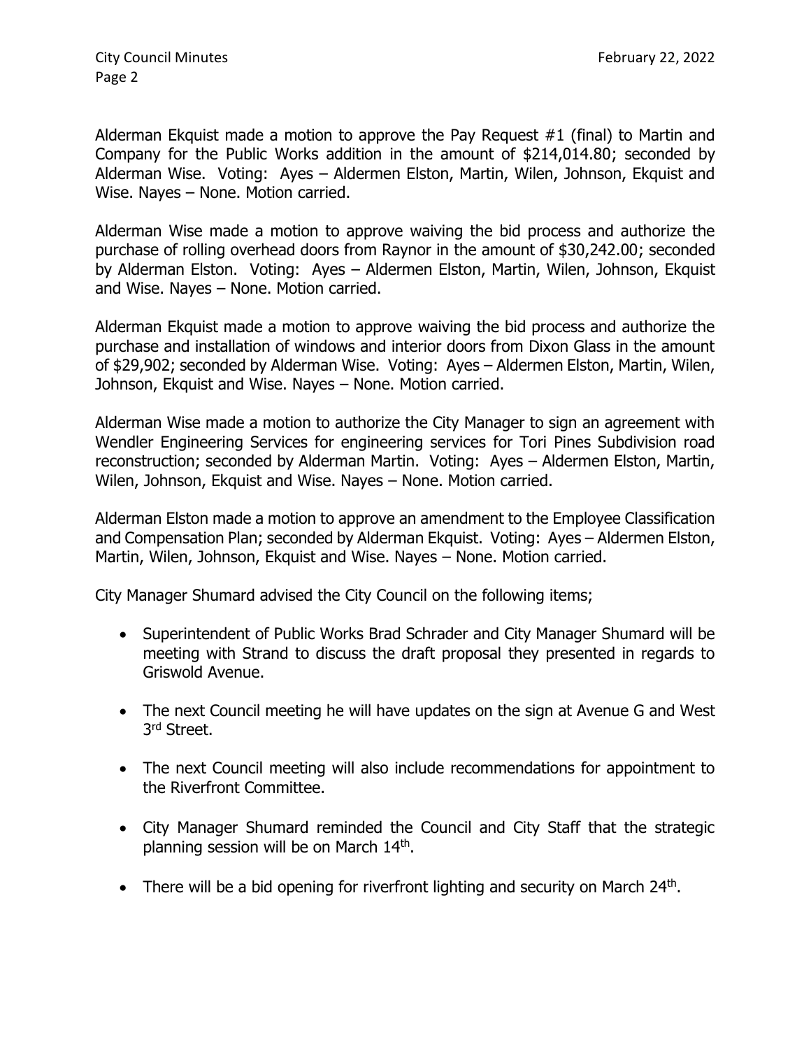Alderman Ekquist made a motion to approve the Pay Request #1 (final) to Martin and Company for the Public Works addition in the amount of $214,014.80; seconded by Alderman Wise. Voting: Ayes – Aldermen Elston, Martin, Wilen, Johnson, Ekquist and Wise. Nayes – None. Motion carried.

Alderman Wise made a motion to approve waiving the bid process and authorize the purchase of rolling overhead doors from Raynor in the amount of $30,242.00; seconded by Alderman Elston. Voting: Ayes – Aldermen Elston, Martin, Wilen, Johnson, Ekquist and Wise. Nayes – None. Motion carried.

Alderman Ekquist made a motion to approve waiving the bid process and authorize the purchase and installation of windows and interior doors from Dixon Glass in the amount of $29,902; seconded by Alderman Wise. Voting: Ayes – Aldermen Elston, Martin, Wilen, Johnson, Ekquist and Wise. Nayes – None. Motion carried.

Alderman Wise made a motion to authorize the City Manager to sign an agreement with Wendler Engineering Services for engineering services for Tori Pines Subdivision road reconstruction; seconded by Alderman Martin. Voting: Ayes – Aldermen Elston, Martin, Wilen, Johnson, Ekquist and Wise. Nayes – None. Motion carried.

Alderman Elston made a motion to approve an amendment to the Employee Classification and Compensation Plan; seconded by Alderman Ekquist. Voting: Ayes – Aldermen Elston, Martin, Wilen, Johnson, Ekquist and Wise. Nayes – None. Motion carried.

City Manager Shumard advised the City Council on the following items;

- Superintendent of Public Works Brad Schrader and City Manager Shumard will be meeting with Strand to discuss the draft proposal they presented in regards to Griswold Avenue.

- The next Council meeting he will have updates on the sign at Avenue G and West 3rd Street.

- The next Council meeting will also include recommendations for appointment to the Riverfront Committee.

- City Manager Shumard reminded the Council and City Staff that the strategic planning session will be on March 14th.

- There will be a bid opening for riverfront lighting and security on March 24th.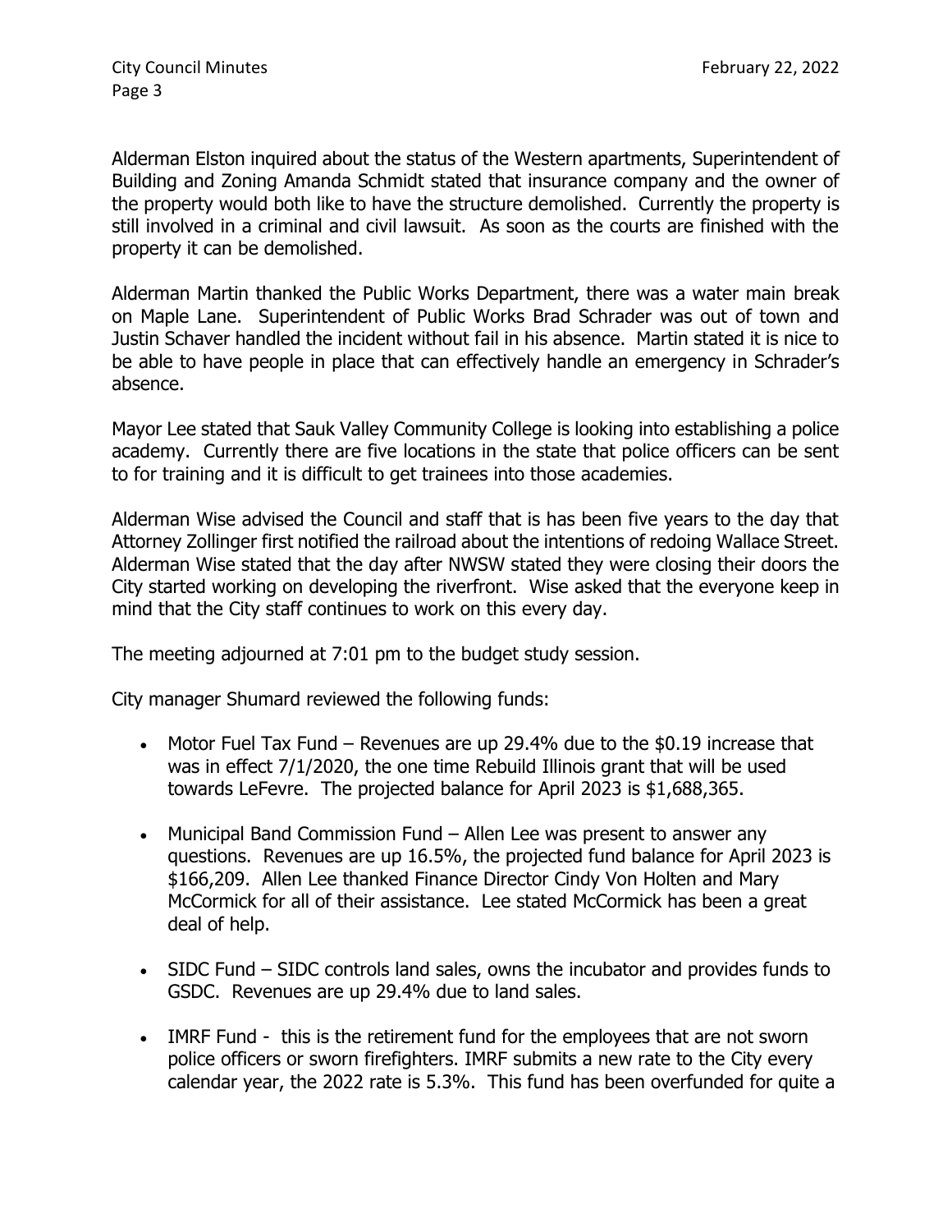Alderman Elston inquired about the status of the Western apartments, Superintendent of Building and Zoning Amanda Schmidt stated that insurance company and the owner of the property would both like to have the structure demolished. Currently the property is still involved in a criminal and civil lawsuit. As soon as the courts are finished with the property it can be demolished.

Alderman Martin thanked the Public Works Department, there was a water main break on Maple Lane. Superintendent of Public Works Brad Schrader was out of town and Justin Schaver handled the incident without fail in his absence. Martin stated it is nice to be able to have people in place that can effectively handle an emergency in Schrader's absence.

Mayor Lee stated that Sauk Valley Community College is looking into establishing a police academy. Currently there are five locations in the state that police officers can be sent to for training and it is difficult to get trainees into those academies.

Alderman Wise advised the Council and staff that is has been five years to the day that Attorney Zollinger first notified the railroad about the intentions of redoing Wallace Street. Alderman Wise stated that the day after NWSW stated they were closing their doors the City started working on developing the riverfront. Wise asked that the everyone keep in mind that the City staff continues to work on this every day.

The meeting adjourned at 7:01 pm to the budget study session.

City manager Shumard reviewed the following funds:

- Motor Fuel Tax Fund – Revenues are up 29.4% due to the $0.19 increase that was in effect 7/1/2020, the one time Rebuild Illinois grant that will be used towards LeFevre. The projected balance for April 2023 is $1,688,365.
- Municipal Band Commission Fund – Allen Lee was present to answer any questions. Revenues are up 16.5%, the projected fund balance for April 2023 is $166,209. Allen Lee thanked Finance Director Cindy Von Holten and Mary McCormick for all of their assistance. Lee stated McCormick has been a great deal of help.
- SIDC Fund – SIDC controls land sales, owns the incubator and provides funds to GSDC. Revenues are up 29.4% due to land sales.
- IMRF Fund - this is the retirement fund for the employees that are not sworn police officers or sworn firefighters. IMRF submits a new rate to the City every calendar year, the 2022 rate is 5.3%. This fund has been overfunded for quite a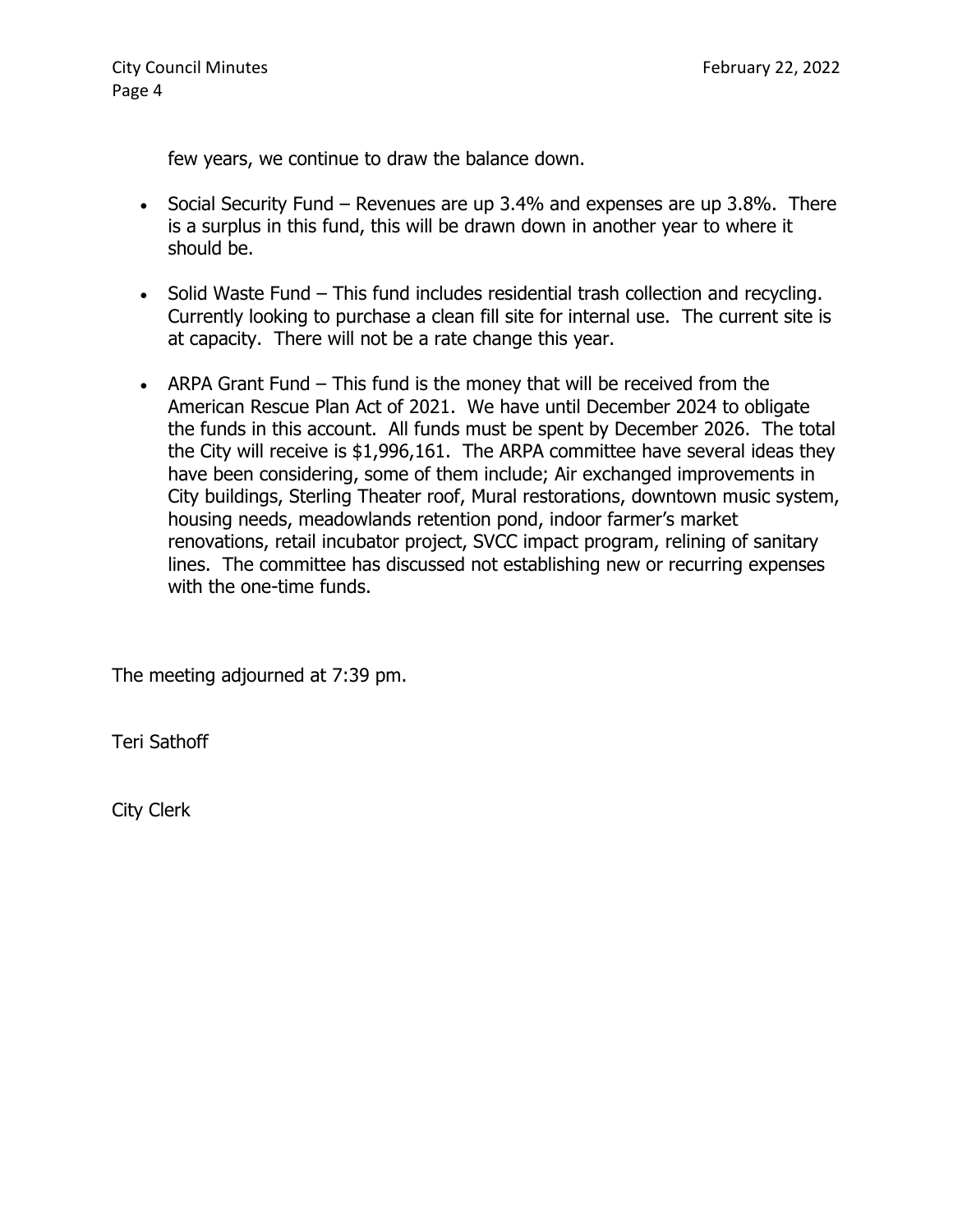few years, we continue to draw the balance down.

- Social Security Fund – Revenues are up 3.4% and expenses are up 3.8%. There is a surplus in this fund, this will be drawn down in another year to where it should be.

- Solid Waste Fund – This fund includes residential trash collection and recycling. Currently looking to purchase a clean fill site for internal use. The current site is at capacity. There will not be a rate change this year.

- ARPA Grant Fund – This fund is the money that will be received from the American Rescue Plan Act of 2021. We have until December 2024 to obligate the funds in this account. All funds must be spent by December 2026. The total the City will receive is $1,996,161. The ARPA committee have several ideas they have been considering, some of them include; Air exchanged improvements in City buildings, Sterling Theater roof, Mural restorations, downtown music system, housing needs, meadowlands retention pond, indoor farmer's market renovations, retail incubator project, SVCC impact program, relining of sanitary lines. The committee has discussed not establishing new or recurring expenses with the one-time funds.

The meeting adjourned at 7:39 pm.

Teri Sathoff

City Clerk